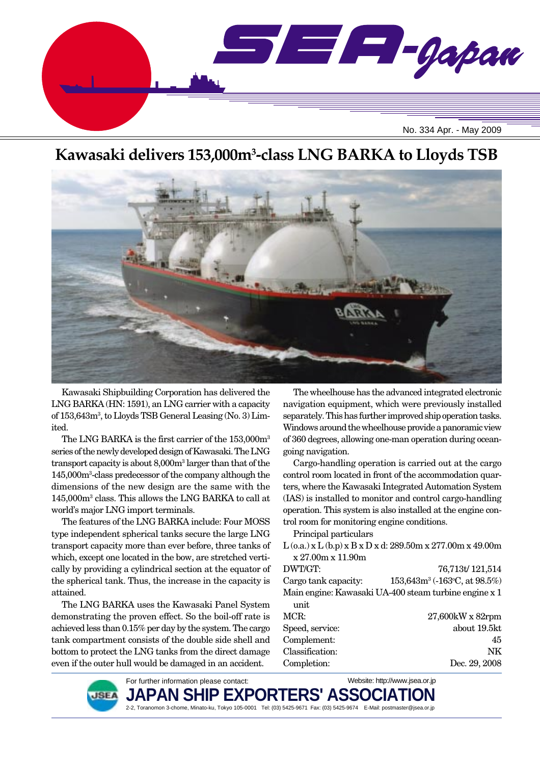# SEA-Japan

No. 334 Apr. - May 2009

## Kawasaki delivers 153,000m³-class LNG BARKA to Lloyds TSB

Kawasaki Shipbuilding Corporation has delivered the LNG BARKA (HN: 1591), an LNG carrier with a capacity of 153,643m³, to Lloyds TSB General Leasing (No. 3) Limited.

The LNG BARKA is the first carrier of the 153,000m³ series of the newly developed design of Kawasaki. The LNG transport capacity is about 8,000m³ larger than that of the 145,000m³-class predecessor of the company although the dimensions of the new design are the same with the 145,000m³ class. This allows the LNG BARKA to call at world's major LNG import terminals.

The features of the LNG BARKA include: Four MOSS type independent spherical tanks secure the large LNG transport capacity more than ever before, three tanks of which, except one located in the bow, are stretched vertically by providing a cylindrical section at the equator of the spherical tank. Thus, the increase in the capacity is attained.

The LNG BARKA uses the Kawasaki Panel System demonstrating the proven effect. So the boil-off rate is achieved less than 0.15% per day by the system. The cargo tank compartment consists of the double side shell and bottom to protect the LNG tanks from the direct damage even if the outer hull would be damaged in an accident.

The wheelhouse has the advanced integrated electronic navigation equipment, which were previously installed separately. This has further improved ship operation tasks. Windows around the wheelhouse provide a panoramic view of 360 degrees, allowing one-man operation during ocean-going navigation.

Cargo-handling operation is carried out at the cargo control room located in front of the accommodation quarters, where the Kawasaki Integrated Automation System (IAS) is installed to monitor and control cargo-handling operation. This system is also installed at the engine control room for monitoring engine conditions.

Principal particulars

L (o.a.) x L (b.p) x B x D x d: 289.50m x 277.00m x 49.00m x 27.00m x 11.90m

| | |
|---|---|
| DWT/GT: | 76,713t/ 121,514 |
| Cargo tank capacity: | 153,643m³ (-163°C, at 98.5%) |
| Main engine: Kawasaki UA-400 steam turbine engine x 1 unit | |
| MCR: | 27,600kW x 82rpm |
| Speed, service: | about 19.5kt |
| Complement: | 45 |
| Classification: | NK |
| Completion: | Dec. 29, 2008 |

For further information please contact: Website: http://www.jsea.or.jp

**JAPAN SHIP EXPORTERS' ASSOCIATION**

2-2, Toranomon 3-chome, Minato-ku, Tokyo 105-0001 Tel: (03) 5425-9671 Fax: (03) 5425-9674 E-Mail: postmaster@jsea.or.jp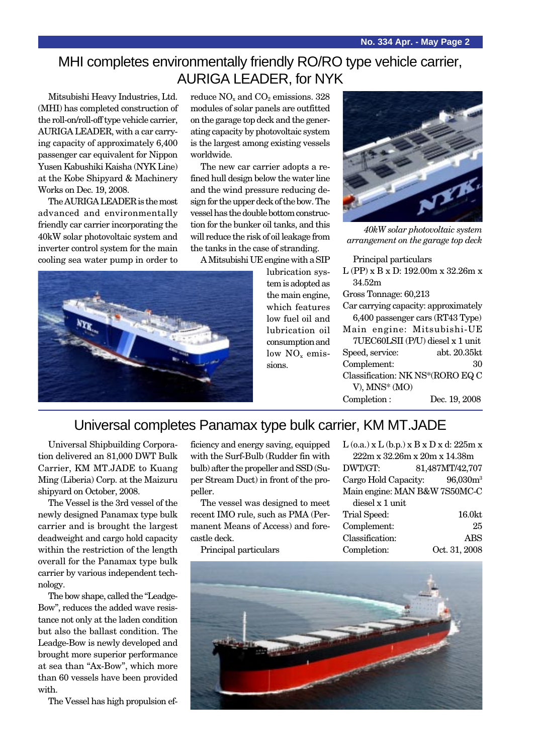## MHI completes environmentally friendly RO/RO type vehicle carrier, AURIGA LEADER, for NYK

Mitsubishi Heavy Industries, Ltd. (MHI) has completed construction of the roll-on/roll-off type vehicle carrier, AURIGA LEADER, with a car carrying capacity of approximately 6,400 passenger car equivalent for Nippon Yusen Kabushiki Kaisha (NYK Line) at the Kobe Shipyard & Machinery Works on Dec. 19, 2008.

The AURIGA LEADER is the most advanced and environmentally friendly car carrier incorporating the 40kW solar photovoltaic system and inverter control system for the main cooling sea water pump in order to reduce $NO_x$ and $CO_2$ emissions. 328 modules of solar panels are outfitted on the garage top deck and the generating capacity by photovoltaic system is the largest among existing vessels worldwide.

The new car carrier adopts a refined hull design below the water line and the wind pressure reducing design for the upper deck of the bow. The vessel has the double bottom construction for the bunker oil tanks, and this will reduce the risk of oil leakage from the tanks in the case of stranding.

A Mitsubishi UE engine with a SIP lubrication system is adopted as the main engine, which features low fuel oil and lubrication oil consumption and low $NO_x$ emissions.

*40kW solar photovoltaic system arrangement on the garage top deck*

Principal particulars

| | |
|---|---|
| L (PP) x B x D: | 192.00m x 32.26m x 34.52m |
| Gross Tonnage: | 60,213 |
| Car carrying capacity: | approximately 6,400 passenger cars (RT43 Type) |
| Main engine: | Mitsubishi-UE 7UEC60LSII (P/U) diesel x 1 unit |
| Speed, service: | abt. 20.35kt |
| Complement: | 30 |
| Classification: | NK NS*(RORO EQ C V), MNS* (MO) |
| Completion : | Dec. 19, 2008 |

## Universal completes Panamax type bulk carrier, KM MT.JADE

Universal Shipbuilding Corporation delivered an 81,000 DWT Bulk Carrier, KM MT.JADE to Kuang Ming (Liberia) Corp. at the Maizuru shipyard on October, 2008.

The Vessel is the 3rd vessel of the newly designed Panamax type bulk carrier and is brought the largest deadweight and cargo hold capacity within the restriction of the length overall for the Panamax type bulk carrier by various independent technology.

The bow shape, called the "Leadge-Bow", reduces the added wave resistance not only at the laden condition but also the ballast condition. The Leadge-Bow is newly developed and brought more superior performance at sea than "Ax-Bow", which more than 60 vessels have been provided with.

The Vessel has high propulsion efficiency and energy saving, equipped with the Surf-Bulb (Rudder fin with bulb) after the propeller and SSD (Super Stream Duct) in front of the propeller.

The vessel was designed to meet recent IMO rule, such as PMA (Permanent Means of Access) and forecastle deck.

Principal particulars

| | |
|---|---|
| L (o.a.) x L (b.p.) x B x D x d: | 225m x 222m x 32.26m x 20m x 14.38m |
| DWT/GT: | 81,487MT/42,707 |
| Cargo Hold Capacity: | 96,030m³ |
| Main engine: | MAN B&W 7S50MC-C diesel x 1 unit |
| Trial Speed: | 16.0kt |
| Complement: | 25 |
| Classification: | ABS |
| Completion: | Oct. 31, 2008 |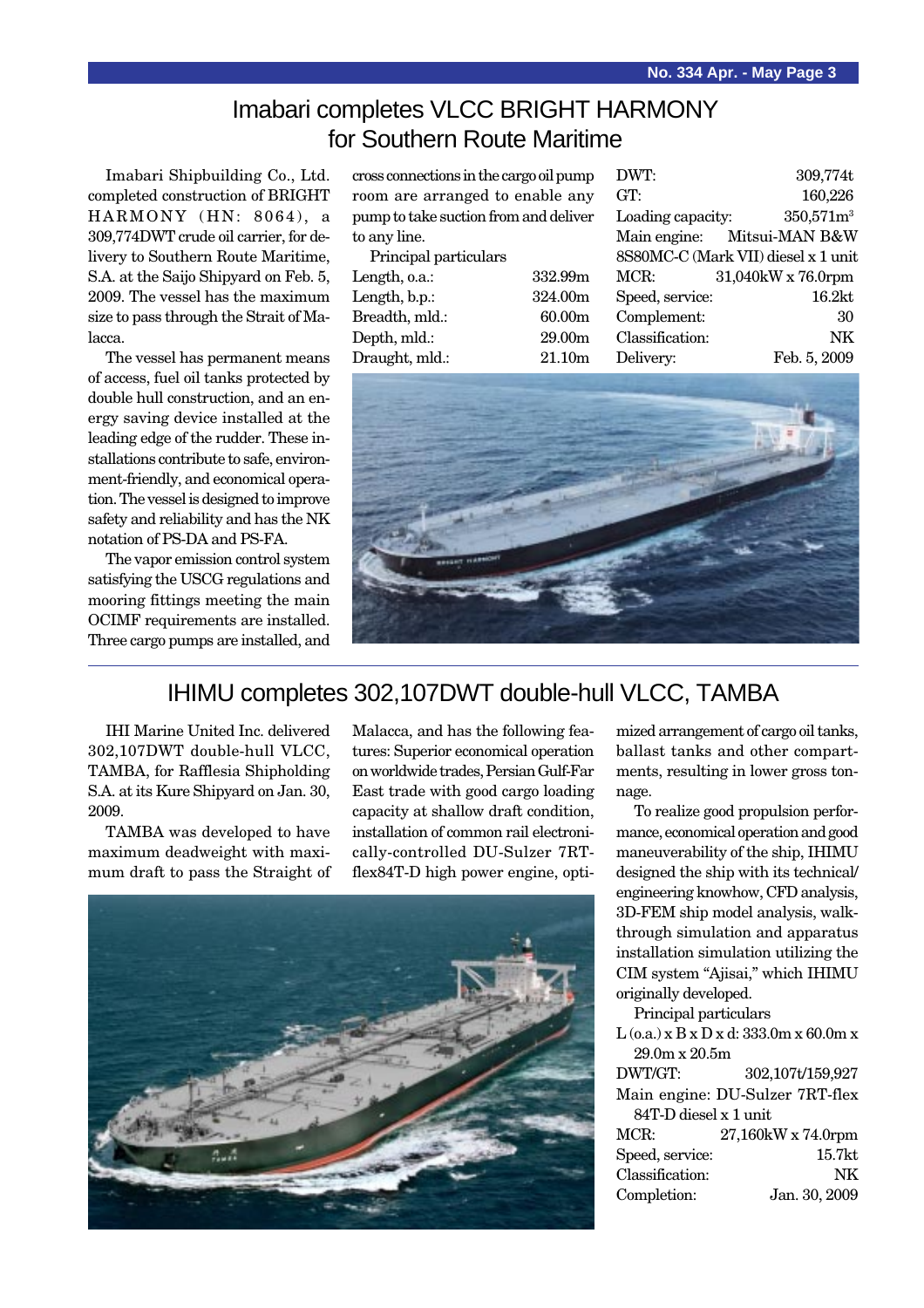# Imabari completes VLCC BRIGHT HARMONY for Southern Route Maritime

Imabari Shipbuilding Co., Ltd. completed construction of BRIGHT HARMONY (HN: 8064), a 309,774DWT crude oil carrier, for delivery to Southern Route Maritime, S.A. at the Saijo Shipyard on Feb. 5, 2009. The vessel has the maximum size to pass through the Strait of Malacca.

The vessel has permanent means of access, fuel oil tanks protected by double hull construction, and an energy saving device installed at the leading edge of the rudder. These installations contribute to safe, environment-friendly, and economical operation. The vessel is designed to improve safety and reliability and has the NK notation of PS-DA and PS-FA.

The vapor emission control system satisfying the USCG regulations and mooring fittings meeting the main OCIMF requirements are installed. Three cargo pumps are installed, and cross connections in the cargo oil pump room are arranged to enable any pump to take suction from and deliver to any line.

Principal particulars

| | |
|---|---|
| Length, o.a.: | 332.99m |
| Length, b.p.: | 324.00m |
| Breadth, mld.: | 60.00m |
| Depth, mld.: | 29.00m |
| Draught, mld.: | 21.10m |
| DWT: | 309,774t |
| GT: | 160,226 |
| Loading capacity: | 350,571m$^3$ |
| Main engine: | Mitsui-MAN B&W 8S80MC-C (Mark VII) diesel x 1 unit |
| MCR: | 31,040kW x 76.0rpm |
| Speed, service: | 16.2kt |
| Complement: | 30 |
| Classification: | NK |
| Delivery: | Feb. 5, 2009 |

# IHIMU completes 302,107DWT double-hull VLCC, TAMBA

IHI Marine United Inc. delivered 302,107DWT double-hull VLCC, TAMBA, for Rafflesia Shipholding S.A. at its Kure Shipyard on Jan. 30, 2009.

TAMBA was developed to have maximum deadweight with maximum draft to pass the Straight of Malacca, and has the following features: Superior economical operation on worldwide trades, Persian Gulf-Far East trade with good cargo loading capacity at shallow draft condition, installation of common rail electronically-controlled DU-Sulzer 7RT-flex84T-D high power engine, optimized arrangement of cargo oil tanks, ballast tanks and other compartments, resulting in lower gross tonnage.

To realize good propulsion performance, economical operation and good maneuverability of the ship, IHIMU designed the ship with its technical/engineering knowhow, CFD analysis, 3D-FEM ship model analysis, walk-through simulation and apparatus installation simulation utilizing the CIM system "Ajisai," which IHIMU originally developed.

Principal particulars

L (o.a.) x B x D x d: 333.0m x 60.0m x 29.0m x 20.5m

| | |
|---|---|
| DWT/GT: | 302,107t/159,927 |
| Main engine: | DU-Sulzer 7RT-flex 84T-D diesel x 1 unit |
| MCR: | 27,160kW x 74.0rpm |
| Speed, service: | 15.7kt |
| Classification: | NK |
| Completion: | Jan. 30, 2009 |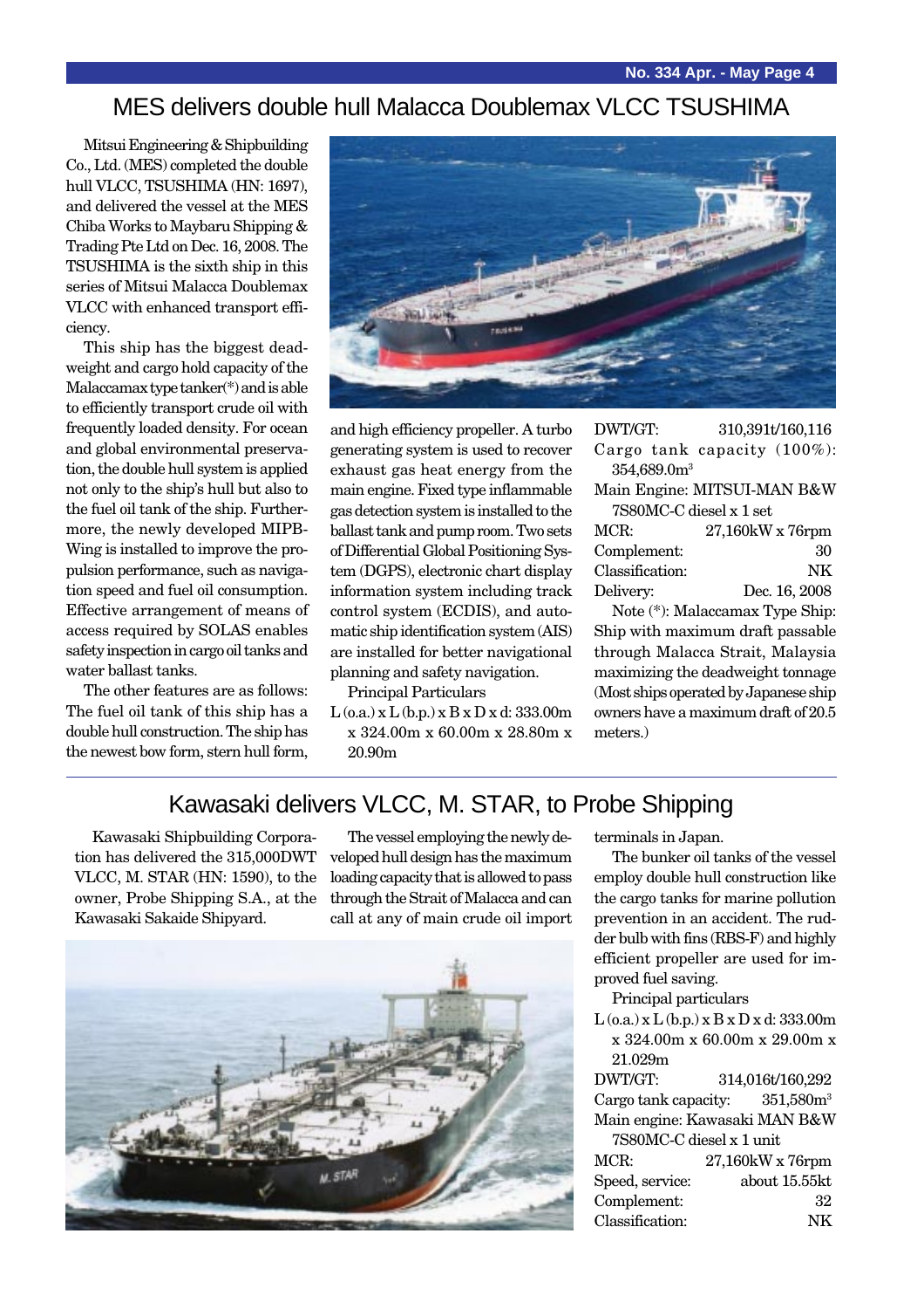# MES delivers double hull Malacca Doublemax VLCC TSUSHIMA

Mitsui Engineering & Shipbuilding Co., Ltd. (MES) completed the double hull VLCC, TSUSHIMA (HN: 1697), and delivered the vessel at the MES Chiba Works to Maybaru Shipping & Trading Pte Ltd on Dec. 16, 2008. The TSUSHIMA is the sixth ship in this series of Mitsui Malacca Doublemax VLCC with enhanced transport efficiency.

This ship has the biggest deadweight and cargo hold capacity of the Malaccamax type tanker(*) and is able to efficiently transport crude oil with frequently loaded density. For ocean and global environmental preservation, the double hull system is applied not only to the ship's hull but also to the fuel oil tank of the ship. Furthermore, the newly developed MIPB-Wing is installed to improve the propulsion performance, such as navigation speed and fuel oil consumption. Effective arrangement of means of access required by SOLAS enables safety inspection in cargo oil tanks and water ballast tanks.

The other features are as follows: The fuel oil tank of this ship has a double hull construction. The ship has the newest bow form, stern hull form, and high efficiency propeller. A turbo generating system is used to recover exhaust gas heat energy from the main engine. Fixed type inflammable gas detection system is installed to the ballast tank and pump room. Two sets of Differential Global Positioning System (DGPS), electronic chart display information system including track control system (ECDIS), and automatic ship identification system (AIS) are installed for better navigational planning and safety navigation.

Principal Particulars

L (o.a.) x L (b.p.) x B x D x d: 333.00m x 324.00m x 60.00m x 28.80m x 20.90m

DWT/GT: 310,391t/160,116

Cargo tank capacity (100%): 354,689.0m$^3$

Main Engine: MITSUI-MAN B&W 7S80MC-C diesel x 1 set

MCR: 27,160kW x 76rpm

Complement: 30

Classification: NK

Delivery: Dec. 16, 2008

Note (*): Malaccamax Type Ship: Ship with maximum draft passable through Malacca Strait, Malaysia maximizing the deadweight tonnage (Most ships operated by Japanese ship owners have a maximum draft of 20.5 meters.)

# Kawasaki delivers VLCC, M. STAR, to Probe Shipping

Kawasaki Shipbuilding Corporation has delivered the 315,000DWT VLCC, M. STAR (HN: 1590), to the owner, Probe Shipping S.A., at the Kawasaki Sakaide Shipyard.

The vessel employing the newly developed hull design has the maximum loading capacity that is allowed to pass through the Strait of Malacca and can call at any of main crude oil import terminals in Japan.

The bunker oil tanks of the vessel employ double hull construction like the cargo tanks for marine pollution prevention in an accident. The rudder bulb with fins (RBS-F) and highly efficient propeller are used for improved fuel saving.

Principal particulars

L (o.a.) x L (b.p.) x B x D x d: 333.00m x 324.00m x 60.00m x 29.00m x 21.029m

DWT/GT: 314,016t/160,292

Cargo tank capacity: 351,580m$^3$

Main engine: Kawasaki MAN B&W 7S80MC-C diesel x 1 unit

MCR: 27,160kW x 76rpm

Speed, service: about 15.55kt

Complement: 32

Classification: NK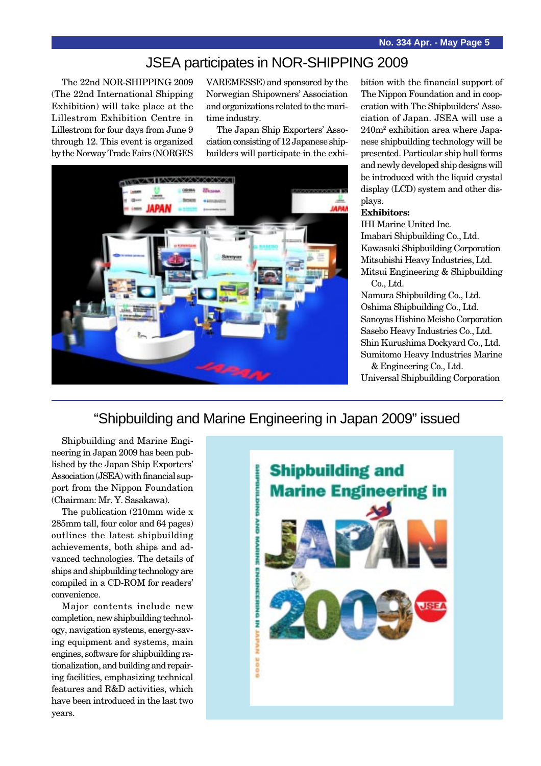# JSEA participates in NOR-SHIPPING 2009

The 22nd NOR-SHIPPING 2009 (The 22nd International Shipping Exhibition) will take place at the Lillestrom Exhibition Centre in Lillestrom for four days from June 9 through 12. This event is organized by the Norway Trade Fairs (NORGES VAREMESSE) and sponsored by the Norwegian Shipowners' Association and organizations related to the maritime industry.

The Japan Ship Exporters' Association consisting of 12 Japanese shipbuilders will participate in the exhibition with the financial support of The Nippon Foundation and in cooperation with The Shipbuilders' Association of Japan. JSEA will use a 240m$^2$ exhibition area where Japanese shipbuilding technology will be presented. Particular ship hull forms and newly developed ship designs will be introduced with the liquid crystal display (LCD) system and other displays.

**Exhibitors:**

IHI Marine United Inc.
Imabari Shipbuilding Co., Ltd.
Kawasaki Shipbuilding Corporation
Mitsubishi Heavy Industries, Ltd.
Mitsui Engineering & Shipbuilding Co., Ltd.
Namura Shipbuilding Co., Ltd.
Oshima Shipbuilding Co., Ltd.
Sanoyas Hishino Meisho Corporation
Sasebo Heavy Industries Co., Ltd.
Shin Kurushima Dockyard Co., Ltd.
Sumitomo Heavy Industries Marine & Engineering Co., Ltd.
Universal Shipbuilding Corporation

# "Shipbuilding and Marine Engineering in Japan 2009" issued

Shipbuilding and Marine Engineering in Japan 2009 has been published by the Japan Ship Exporters' Association (JSEA) with financial support from the Nippon Foundation (Chairman: Mr. Y. Sasakawa).

The publication (210mm wide x 285mm tall, four color and 64 pages) outlines the latest shipbuilding achievements, both ships and advanced technologies. The details of ships and shipbuilding technology are compiled in a CD-ROM for readers' convenience.

Major contents include new completion, new shipbuilding technology, navigation systems, energy-saving equipment and systems, main engines, software for shipbuilding rationalization, and building and repairing facilities, emphasizing technical features and R&D activities, which have been introduced in the last two years.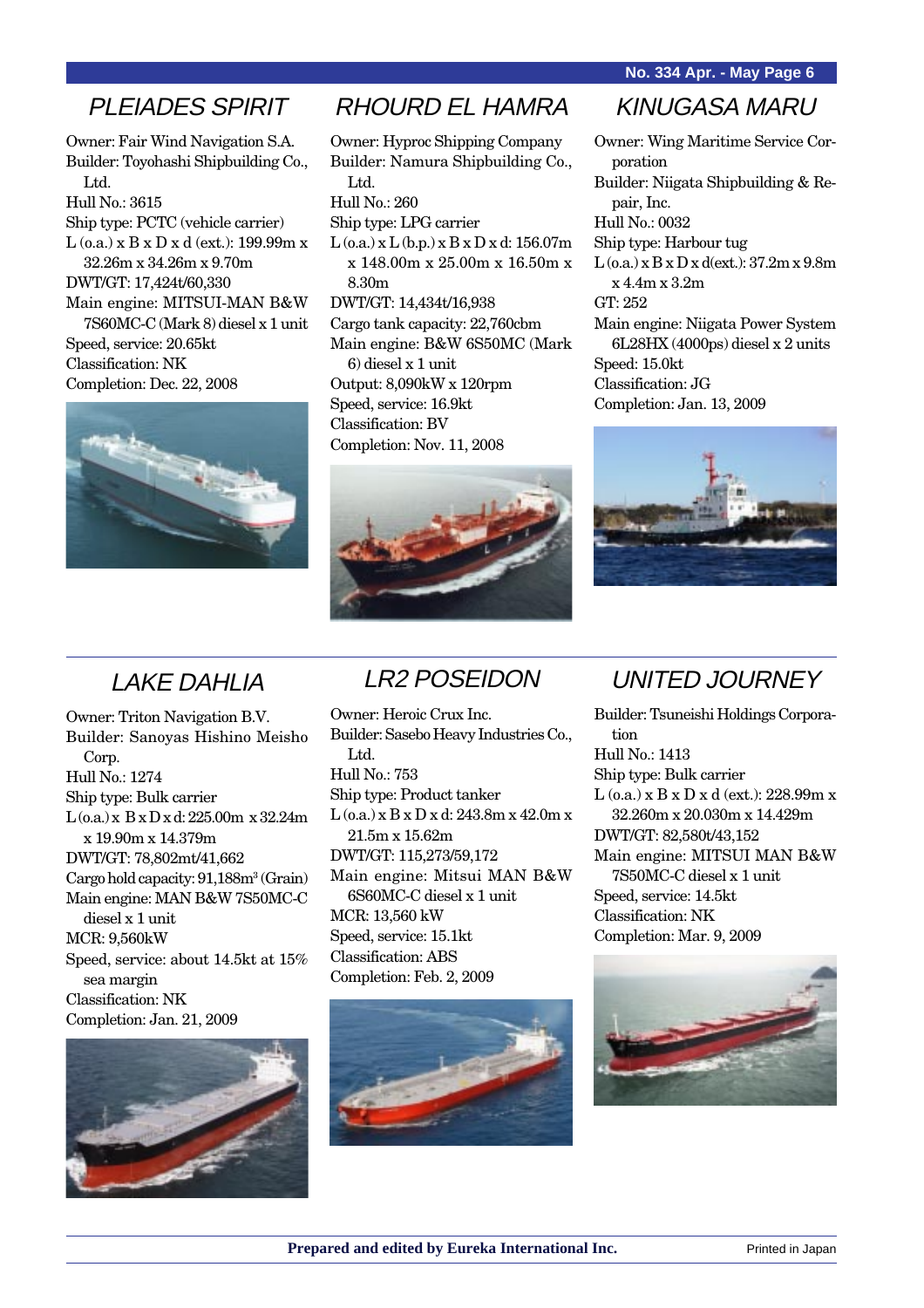## PLEIADES SPIRIT

Owner: Fair Wind Navigation S.A.
Builder: Toyohashi Shipbuilding Co., Ltd.
Hull No.: 3615
Ship type: PCTC (vehicle carrier)
L (o.a.) x B x D x d (ext.): 199.99m x 32.26m x 34.26m x 9.70m
DWT/GT: 17,424t/60,330
Main engine: MITSUI-MAN B&W 7S60MC-C (Mark 8) diesel x 1 unit
Speed, service: 20.65kt
Classification: NK
Completion: Dec. 22, 2008

## RHOURD EL HAMRA

Owner: Hyproc Shipping Company
Builder: Namura Shipbuilding Co., Ltd.
Hull No.: 260
Ship type: LPG carrier
L (o.a.) x L (b.p.) x B x D x d: 156.07m x 148.00m x 25.00m x 16.50m x 8.30m
DWT/GT: 14,434t/16,938
Cargo tank capacity: 22,760cbm
Main engine: B&W 6S50MC (Mark 6) diesel x 1 unit
Output: 8,090kW x 120rpm
Speed, service: 16.9kt
Classification: BV
Completion: Nov. 11, 2008

## KINUGASA MARU

Owner: Wing Maritime Service Corporation
Builder: Niigata Shipbuilding & Repair, Inc.
Hull No.: 0032
Ship type: Harbour tug
L (o.a.) x B x D x d(ext.): 37.2m x 9.8m x 4.4m x 3.2m
GT: 252
Main engine: Niigata Power System 6L28HX (4000ps) diesel x 2 units
Speed: 15.0kt
Classification: JG
Completion: Jan. 13, 2009

## LAKE DAHLIA

Owner: Triton Navigation B.V.
Builder: Sanoyas Hishino Meisho Corp.
Hull No.: 1274
Ship type: Bulk carrier
L (o.a.) x B x D x d: 225.00m x 32.24m x 19.90m x 14.379m
DWT/GT: 78,802mt/41,662
Cargo hold capacity: 91,188m$^3$ (Grain)
Main engine: MAN B&W 7S50MC-C diesel x 1 unit
MCR: 9,560kW
Speed, service: about 14.5kt at 15% sea margin
Classification: NK
Completion: Jan. 21, 2009

## LR2 POSEIDON

Owner: Heroic Crux Inc.
Builder: Sasebo Heavy Industries Co., Ltd.
Hull No.: 753
Ship type: Product tanker
L (o.a.) x B x D x d: 243.8m x 42.0m x 21.5m x 15.62m
DWT/GT: 115,273/59,172
Main engine: Mitsui MAN B&W 6S60MC-C diesel x 1 unit
MCR: 13,560 kW
Speed, service: 15.1kt
Classification: ABS
Completion: Feb. 2, 2009

## UNITED JOURNEY

Builder: Tsuneishi Holdings Corporation
Hull No.: 1413
Ship type: Bulk carrier
L (o.a.) x B x D x d (ext.): 228.99m x 32.260m x 20.030m x 14.429m
DWT/GT: 82,580t/43,152
Main engine: MITSUI MAN B&W 7S50MC-C diesel x 1 unit
Speed, service: 14.5kt
Classification: NK
Completion: Mar. 9, 2009

**Prepared and edited by Eureka International Inc.**

Printed in Japan